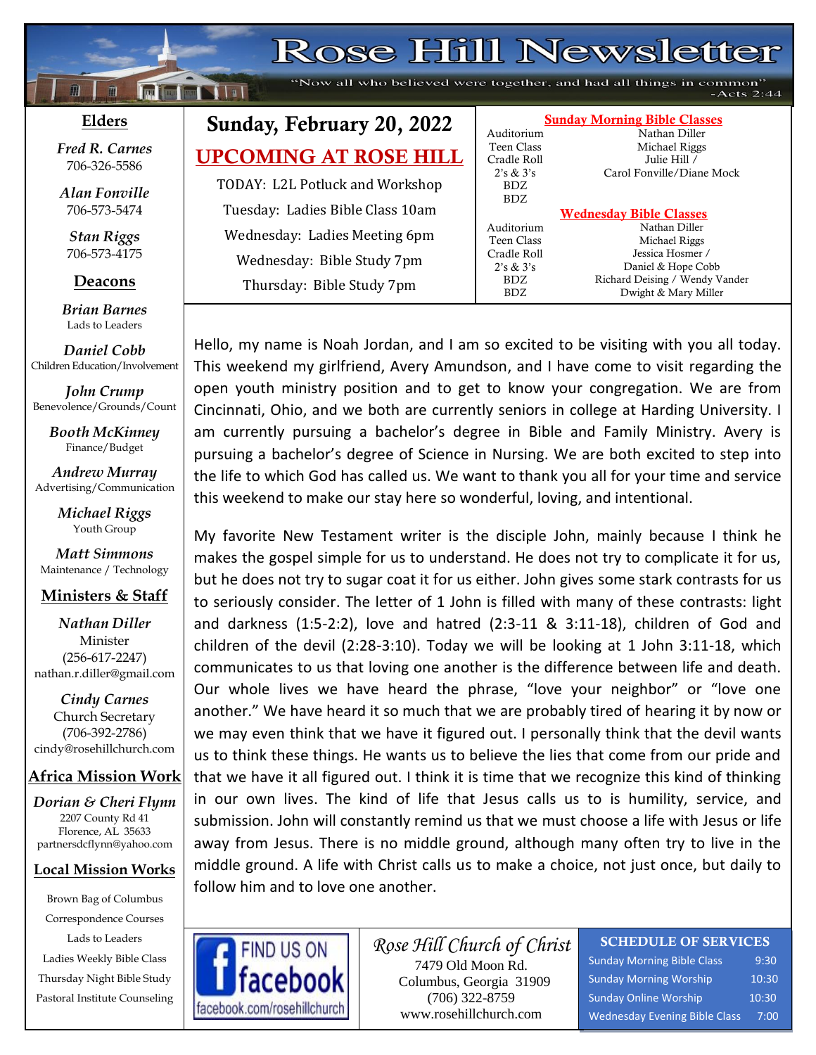# Rose Hill Newsletter

"Now all who believed were together, and had all things in common" -Acts 2:44

## Sunday, February 20, 2022

## UPCOMING AT ROSE HILL

TODAY: L2L Potluck and Workshop

Tuesday: Ladies Bible Class 10am

Wednesday: Ladies Meeting 6pm

Wednesday: Bible Study 7pm

Thursday: Bible Study 7pm

### Sunday Morning Bible Classes

| Class | Teacher |
|---|---|
| Auditorium | Nathan Diller |
| Teen Class | Michael Riggs |
| Cradle Roll | Julie Hill / |
| 2's & 3's | Carol Fonville/Diane Mock |
| BDZ | |
| BDZ | |

### Wednesday Bible Classes

| Class | Teacher |
|---|---|
| Auditorium | Nathan Diller |
| Teen Class | Michael Riggs |
| Cradle Roll | Jessica Hosmer / |
| 2's & 3's | Daniel & Hope Cobb |
| BDZ | Richard Deising / Wendy Vander |
| BDZ | Dwight & Mary Miller |

Hello, my name is Noah Jordan, and I am so excited to be visiting with you all today. This weekend my girlfriend, Avery Amundson, and I have come to visit regarding the open youth ministry position and to get to know your congregation. We are from Cincinnati, Ohio, and we both are currently seniors in college at Harding University. I am currently pursuing a bachelor's degree in Bible and Family Ministry. Avery is pursuing a bachelor's degree of Science in Nursing. We are both excited to step into the life to which God has called us. We want to thank you all for your time and service this weekend to make our stay here so wonderful, loving, and intentional.

My favorite New Testament writer is the disciple John, mainly because I think he makes the gospel simple for us to understand. He does not try to complicate it for us, but he does not try to sugar coat it for us either. John gives some stark contrasts for us to seriously consider. The letter of 1 John is filled with many of these contrasts: light and darkness (1:5-2:2), love and hatred (2:3-11 & 3:11-18), children of God and children of the devil (2:28-3:10). Today we will be looking at 1 John 3:11-18, which communicates to us that loving one another is the difference between life and death. Our whole lives we have heard the phrase, "love your neighbor" or "love one another." We have heard it so much that we are probably tired of hearing it by now or we may even think that we have it figured out. I personally think that the devil wants us to think these things. He wants us to believe the lies that come from our pride and that we have it all figured out. I think it is time that we recognize this kind of thinking in our own lives. The kind of life that Jesus calls us to is humility, service, and submission. John will constantly remind us that we must choose a life with Jesus or life away from Jesus. There is no middle ground, although many often try to live in the middle ground. A life with Christ calls us to make a choice, not just once, but daily to follow him and to love one another.

## Elders

*Fred R. Carnes*
706-326-5586

*Alan Fonville*
706-573-5474

*Stan Riggs*
706-573-4175

## Deacons

*Brian Barnes*
Lads to Leaders

*Daniel Cobb*
Children Education/Involvement

*John Crump*
Benevolence/Grounds/Count

*Booth McKinney*
Finance/Budget

*Andrew Murray*
Advertising/Communication

*Michael Riggs*
Youth Group

*Matt Simmons*
Maintenance / Technology

## Ministers & Staff

*Nathan Diller*
Minister
(256-617-2247)
nathan.r.diller@gmail.com

*Cindy Carnes*
Church Secretary
(706-392-2786)
cindy@rosehillchurch.com

## Africa Mission Work

*Dorian & Cheri Flynn*
2207 County Rd 41
Florence, AL 35633
partnersdcflynn@yahoo.com

## Local Mission Works

Brown Bag of Columbus
Correspondence Courses
Lads to Leaders
Ladies Weekly Bible Class
Thursday Night Bible Study
Pastoral Institute Counseling

FIND US ON facebook
facebook.com/rosehillchurch

*Rose Hill Church of Christ*
7479 Old Moon Rd.
Columbus, Georgia 31909
(706) 322-8759
www.rosehillchurch.com

### SCHEDULE OF SERVICES

| Service | Time |
|---|---|
| Sunday Morning Bible Class | 9:30 |
| Sunday Morning Worship | 10:30 |
| Sunday Online Worship | 10:30 |
| Wednesday Evening Bible Class | 7:00 |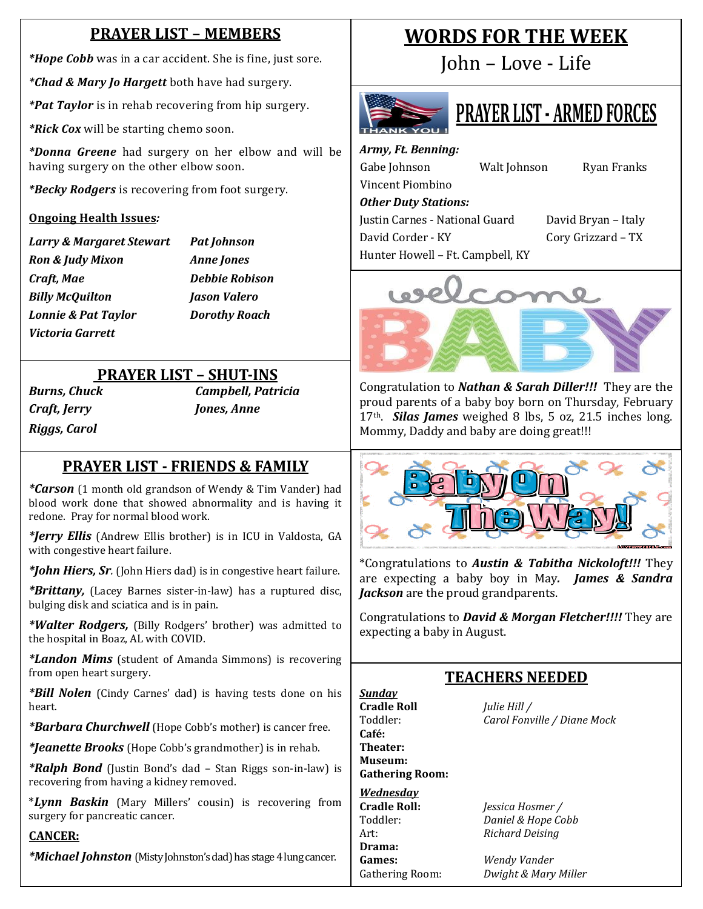## PRAYER LIST – MEMBERS

***Hope Cobb** was in a car accident. She is fine, just sore.

***Chad & Mary Jo Hargett** both have had surgery.

***Pat Taylor** is in rehab recovering from hip surgery.

***Rick Cox** will be starting chemo soon.

***Donna Greene** had surgery on her elbow and will be having surgery on the other elbow soon.

***Becky Rodgers** is recovering from foot surgery.

**Ongoing Health Issues*:***

| | |
|---|---|
| ***Larry & Margaret Stewart*** | ***Pat Johnson*** |
| ***Ron & Judy Mixon*** | ***Anne Jones*** |
| ***Craft, Mae*** | ***Debbie Robison*** |
| ***Billy McQuilton*** | ***Jason Valero*** |
| ***Lonnie & Pat Taylor*** | ***Dorothy Roach*** |
| ***Victoria Garrett*** | |

## PRAYER LIST – SHUT-INS

| | |
|---|---|
| ***Burns, Chuck*** | ***Campbell, Patricia*** |
| ***Craft, Jerry*** | ***Jones, Anne*** |
| ***Riggs, Carol*** | |

## PRAYER LIST - FRIENDS & FAMILY

***Carson** (1 month old grandson of Wendy & Tim Vander) had blood work done that showed abnormality and is having it redone. Pray for normal blood work.

***Jerry Ellis** (Andrew Ellis brother) is in ICU in Valdosta, GA with congestive heart failure.

***John Hiers, Sr**. (John Hiers dad) is in congestive heart failure.

***Brittany,** (Lacey Barnes sister-in-law) has a ruptured disc, bulging disk and sciatica and is in pain.

***Walter Rodgers,** (Billy Rodgers' brother) was admitted to the hospital in Boaz, AL with COVID.

***Landon Mims** (student of Amanda Simmons) is recovering from open heart surgery.

***Bill Nolen** (Cindy Carnes' dad) is having tests done on his heart.

***Barbara Churchwell** (Hope Cobb's mother) is cancer free.

***Jeanette Brooks** (Hope Cobb's grandmother) is in rehab.

***Ralph Bond** (Justin Bond's dad – Stan Riggs son-in-law) is recovering from having a kidney removed.

\****Lynn Baskin*** (Mary Millers' cousin) is recovering from surgery for pancreatic cancer.

**CANCER:**

***Michael Johnston** (Misty Johnston's dad) has stage 4 lung cancer.

# WORDS FOR THE WEEK

John – Love - Life

## PRAYER LIST - ARMED FORCES

***Army, Ft. Benning:***

Gabe Johnson, Walt Johnson, Ryan Franks, Vincent Piombino

***Other Duty Stations:***

Justin Carnes - National Guard
David Bryan – Italy
David Corder - KY
Cory Grizzard – TX
Hunter Howell – Ft. Campbell, KY

## welcome BABY

Congratulation to ***Nathan & Sarah Diller!!!*** They are the proud parents of a baby boy born on Thursday, February 17th. ***Silas James*** weighed 8 lbs, 5 oz, 21.5 inches long. Mommy, Daddy and baby are doing great!!!

## Baby On The Way!

\*Congratulations to ***Austin & Tabitha Nickoloft!!!*** They are expecting a baby boy in May. ***James & Sandra Jackson*** are the proud grandparents.

Congratulations to ***David & Morgan Fletcher!!!!*** They are expecting a baby in August.

## TEACHERS NEEDED

***Sunday***

| | |
|---|---|
| **Cradle Roll** | *Julie Hill /* |
| Toddler: | *Carol Fonville / Diane Mock* |
| **Café:** | |
| **Theater:** | |
| **Museum:** | |
| **Gathering Room:** | |

***Wednesday***

| | |
|---|---|
| **Cradle Roll:** | *Jessica Hosmer /* |
| Toddler: | *Daniel & Hope Cobb* |
| Art: | *Richard Deising* |
| **Drama:** | |
| **Games:** | *Wendy Vander* |
| Gathering Room: | *Dwight & Mary Miller* |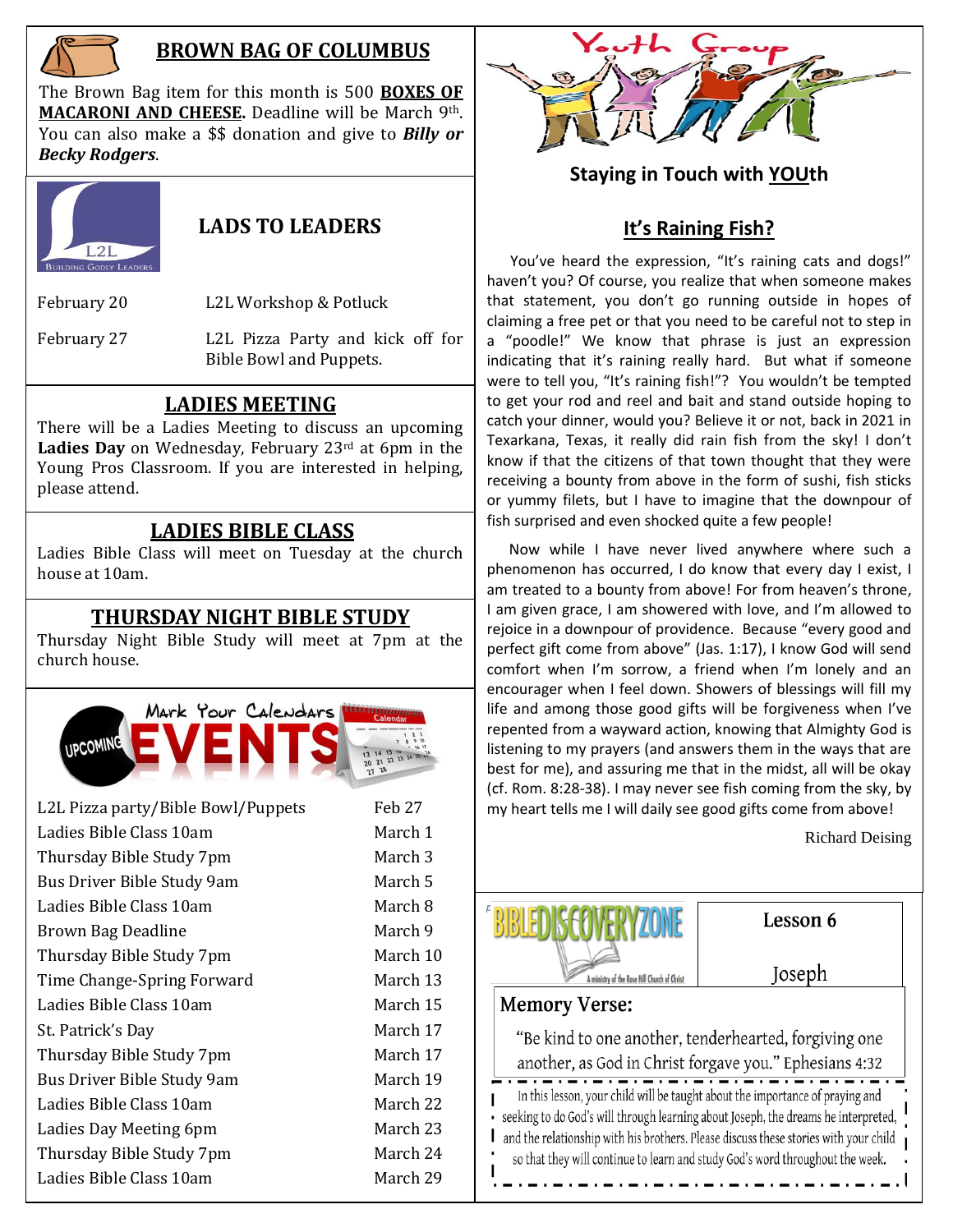## BROWN BAG OF COLUMBUS

The Brown Bag item for this month is 500 **BOXES OF MACARONI AND CHEESE.** Deadline will be March 9th. You can also make a $$ donation and give to ***Billy or Becky Rodgers***.

## LADS TO LEADERS

| | |
|---|---|
| February 20 | L2L Workshop & Potluck |
| February 27 | L2L Pizza Party and kick off for Bible Bowl and Puppets. |

## LADIES MEETING

There will be a Ladies Meeting to discuss an upcoming **Ladies Day** on Wednesday, February 23rd at 6pm in the Young Pros Classroom. If you are interested in helping, please attend.

## LADIES BIBLE CLASS

Ladies Bible Class will meet on Tuesday at the church house at 10am.

## THURSDAY NIGHT BIBLE STUDY

Thursday Night Bible Study will meet at 7pm at the church house.

## Mark Your Calendars — UPCOMING EVENTS

| | |
|---|---|
| L2L Pizza party/Bible Bowl/Puppets | Feb 27 |
| Ladies Bible Class 10am | March 1 |
| Thursday Bible Study 7pm | March 3 |
| Bus Driver Bible Study 9am | March 5 |
| Ladies Bible Class 10am | March 8 |
| Brown Bag Deadline | March 9 |
| Thursday Bible Study 7pm | March 10 |
| Time Change-Spring Forward | March 13 |
| Ladies Bible Class 10am | March 15 |
| St. Patrick's Day | March 17 |
| Thursday Bible Study 7pm | March 17 |
| Bus Driver Bible Study 9am | March 19 |
| Ladies Bible Class 10am | March 22 |
| Ladies Day Meeting 6pm | March 23 |
| Thursday Bible Study 7pm | March 24 |
| Ladies Bible Class 10am | March 29 |

## Youth Group

### Staying in Touch with YOUth

### It's Raining Fish?

You've heard the expression, "It's raining cats and dogs!" haven't you? Of course, you realize that when someone makes that statement, you don't go running outside in hopes of claiming a free pet or that you need to be careful not to step in a "poodle!" We know that phrase is just an expression indicating that it's raining really hard. But what if someone were to tell you, "It's raining fish!"? You wouldn't be tempted to get your rod and reel and bait and stand outside hoping to catch your dinner, would you? Believe it or not, back in 2021 in Texarkana, Texas, it really did rain fish from the sky! I don't know if that the citizens of that town thought that they were receiving a bounty from above in the form of sushi, fish sticks or yummy filets, but I have to imagine that the downpour of fish surprised and even shocked quite a few people!

Now while I have never lived anywhere where such a phenomenon has occurred, I do know that every day I exist, I am treated to a bounty from above! For from heaven's throne, I am given grace, I am showered with love, and I'm allowed to rejoice in a downpour of providence. Because "every good and perfect gift come from above" (Jas. 1:17), I know God will send comfort when I'm sorrow, a friend when I'm lonely and an encourager when I feel down. Showers of blessings will fill my life and among those good gifts will be forgiveness when I've repented from a wayward action, knowing that Almighty God is listening to my prayers (and answers them in the ways that are best for me), and assuring me that in the midst, all will be okay (cf. Rom. 8:28-38). I may never see fish coming from the sky, by my heart tells me I will daily see good gifts come from above!

Richard Deising

## BIBLE DISCOVERY ZONE

A ministry of the Rose Hill Church of Christ

**Lesson 6**

Joseph

### Memory Verse:

"Be kind to one another, tenderhearted, forgiving one another, as God in Christ forgave you." Ephesians 4:32

In this lesson, your child will be taught about the importance of praying and seeking to do God's will through learning about Joseph, the dreams he interpreted, and the relationship with his brothers. Please discuss these stories with your child so that they will continue to learn and study God's word throughout the week.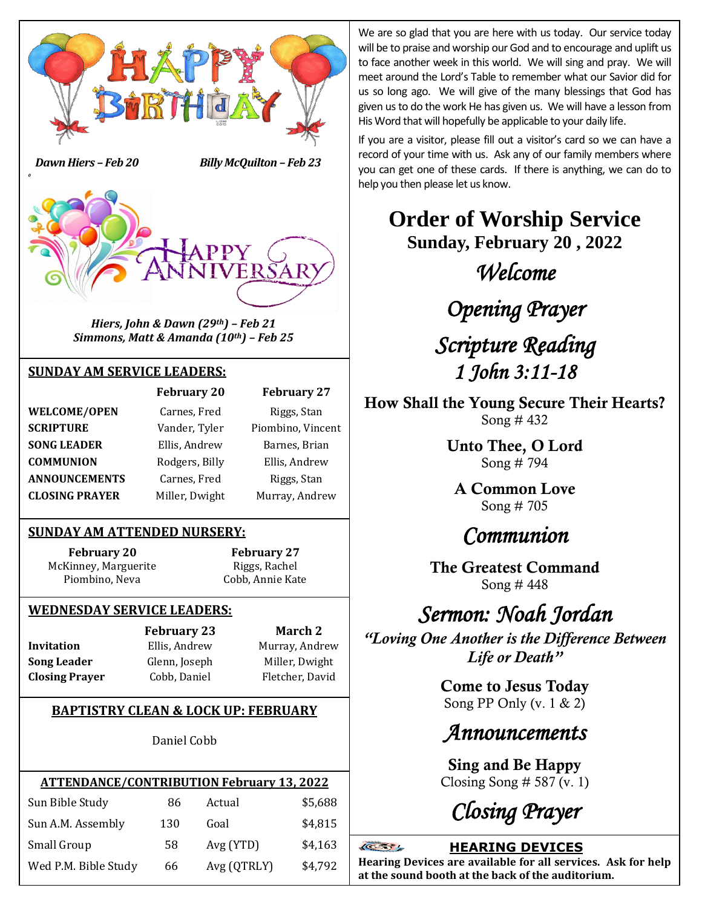HAPPY BIRTHDAY

*Dawn Hiers – Feb 20*

*Billy McQuilton – Feb 23*

HAPPY ANNIVERSARY

*Hiers, John & Dawn (29th) – Feb 21*
*Simmons, Matt & Amanda (10th) – Feb 25*

## SUNDAY AM SERVICE LEADERS:

| | February 20 | February 27 |
|---|---|---|
| **WELCOME/OPEN** | Carnes, Fred | Riggs, Stan |
| **SCRIPTURE** | Vander, Tyler | Piombino, Vincent |
| **SONG LEADER** | Ellis, Andrew | Barnes, Brian |
| **COMMUNION** | Rodgers, Billy | Ellis, Andrew |
| **ANNOUNCEMENTS** | Carnes, Fred | Riggs, Stan |
| **CLOSING PRAYER** | Miller, Dwight | Murray, Andrew |

## SUNDAY AM ATTENDED NURSERY:

| February 20 | February 27 |
|---|---|
| McKinney, Marguerite | Riggs, Rachel |
| Piombino, Neva | Cobb, Annie Kate |

## WEDNESDAY SERVICE LEADERS:

| | February 23 | March 2 |
|---|---|---|
| **Invitation** | Ellis, Andrew | Murray, Andrew |
| **Song Leader** | Glenn, Joseph | Miller, Dwight |
| **Closing Prayer** | Cobb, Daniel | Fletcher, David |

## BAPTISTRY CLEAN & LOCK UP: FEBRUARY

Daniel Cobb

## ATTENDANCE/CONTRIBUTION February 13, 2022

| | | | |
|---|---|---|---|
| Sun Bible Study | 86 | Actual | $5,688 |
| Sun A.M. Assembly | 130 | Goal | $4,815 |
| Small Group | 58 | Avg (YTD) | $4,163 |
| Wed P.M. Bible Study | 66 | Avg (QTRLY) | $4,792 |

We are so glad that you are here with us today. Our service today will be to praise and worship our God and to encourage and uplift us to face another week in this world. We will sing and pray. We will meet around the Lord's Table to remember what our Savior did for us so long ago. We will give of the many blessings that God has given us to do the work He has given us. We will have a lesson from His Word that will hopefully be applicable to your daily life.

If you are a visitor, please fill out a visitor's card so we can have a record of your time with us. Ask any of our family members where you can get one of these cards. If there is anything, we can do to help you then please let us know.

# Order of Worship Service

## Sunday, February 20 , 2022

*Welcome*

*Opening Prayer*

*Scripture Reading*
*1 John 3:11-18*

**How Shall the Young Secure Their Hearts?**
Song # 432

**Unto Thee, O Lord**
Song # 794

**A Common Love**
Song # 705

*Communion*

**The Greatest Command**
Song # 448

*Sermon: Noah Jordan*
*"Loving One Another is the Difference Between Life or Death"*

**Come to Jesus Today**
Song PP Only (v. 1 & 2)

*Announcements*

**Sing and Be Happy**
Closing Song # 587 (v. 1)

*Closing Prayer*

## HEARING DEVICES

**Hearing Devices are available for all services. Ask for help at the sound booth at the back of the auditorium.**